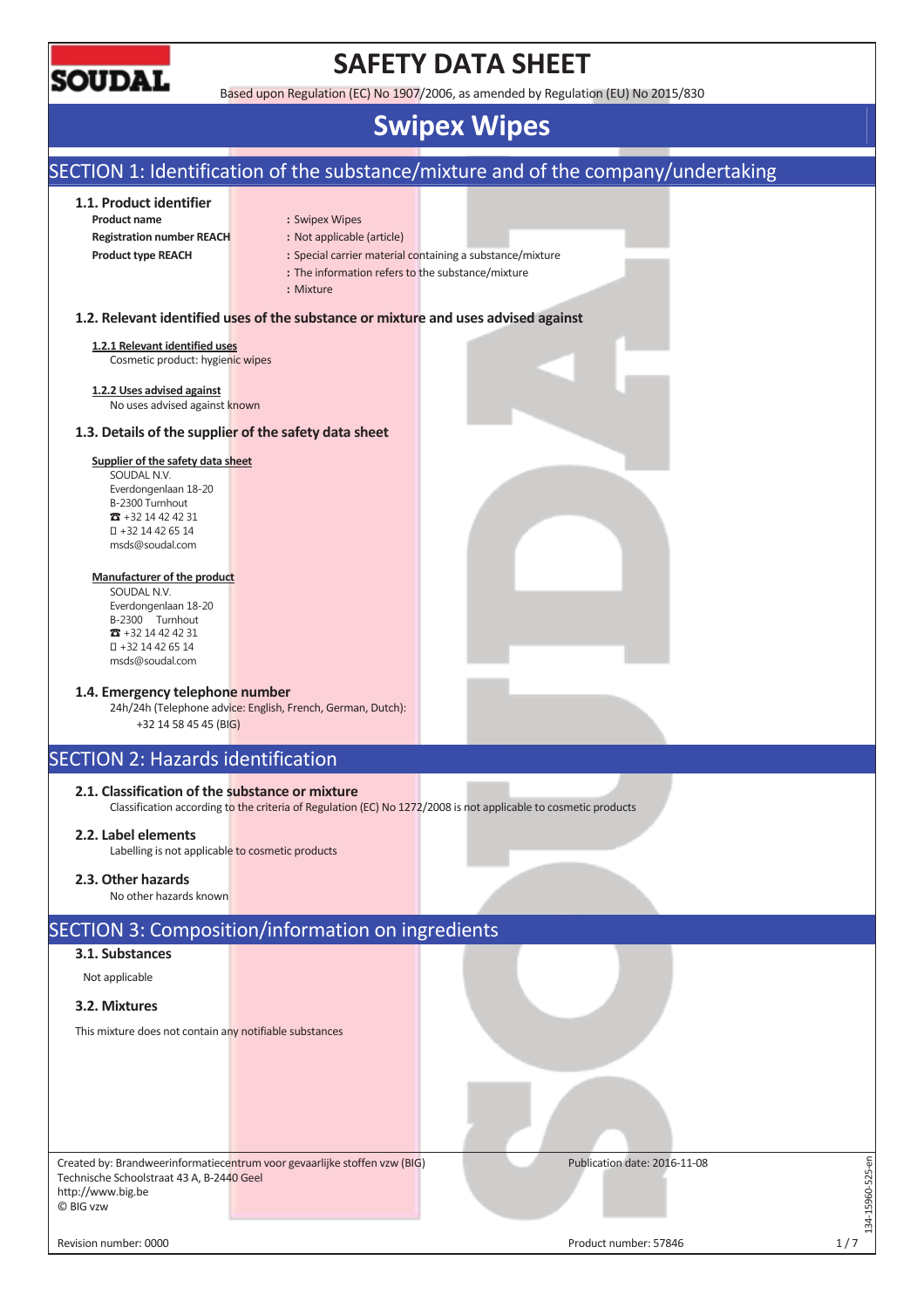# SAFETY DATA SHEET

Based upon Regulation (EC) No 1907/2006, as amended by Regulation (EU) No 2015/830

# Swipex Wipes

## SECTION 1: Identification of the substance/mixture and of the company/undertaking

### 1.1. Product identifier

**Product name** : Swipex Wipes

**Registration number REACH** : Not applicable (article)

**Product type REACH** : Special carrier material containing a substance/mixture

: The information refers to the substance/mixture

: Mixture

### 1.2. Relevant identified uses of the substance or mixture and uses advised against

**1.2.1 Relevant identified uses**

Cosmetic product: hygienic wipes

**1.2.2 Uses advised against**

No uses advised against known

### 1.3. Details of the supplier of the safety data sheet

**Supplier of the safety data sheet**

SOUDAL N.V.
Everdongenlaan 18-20
B-2300 Turnhout
☎ +32 14 42 42 31
 +32 14 42 65 14
msds@soudal.com

**Manufacturer of the product**

SOUDAL N.V.
Everdongenlaan 18-20
B-2300 Turnhout
☎ +32 14 42 42 31
 +32 14 42 65 14
msds@soudal.com

### 1.4. Emergency telephone number

24h/24h (Telephone advice: English, French, German, Dutch):
+32 14 58 45 45 (BIG)

## SECTION 2: Hazards identification

### 2.1. Classification of the substance or mixture

Classification according to the criteria of Regulation (EC) No 1272/2008 is not applicable to cosmetic products

### 2.2. Label elements

Labelling is not applicable to cosmetic products

### 2.3. Other hazards

No other hazards known

## SECTION 3: Composition/information on ingredients

### 3.1. Substances

Not applicable

### 3.2. Mixtures

This mixture does not contain any notifiable substances

Created by: Brandweerinformatiecentrum voor gevaarlijke stoffen vzw (BIG)
Technische Schoolstraat 43 A, B-2440 Geel
http://www.big.be
© BIG vzw

Publication date: 2016-11-08

Revision number: 0000

Product number: 57846

134-15960-525-en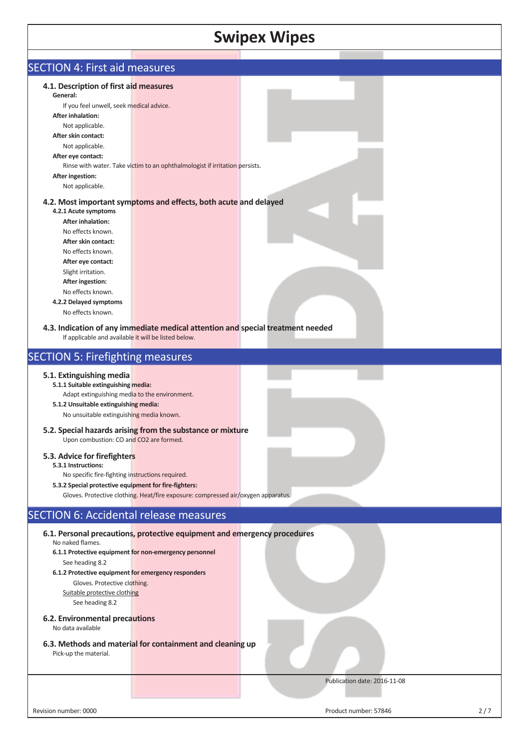# Swipex Wipes

## SECTION 4: First aid measures

### 4.1. Description of first aid measures

**General:**

If you feel unwell, seek medical advice.

**After inhalation:**

Not applicable.

**After skin contact:**

Not applicable.

**After eye contact:**

Rinse with water. Take victim to an ophthalmologist if irritation persists.

**After ingestion:**

Not applicable.

### 4.2. Most important symptoms and effects, both acute and delayed

**4.2.1 Acute symptoms**

**After inhalation:**

No effects known.

**After skin contact:**

No effects known.

**After eye contact:**

Slight irritation.

**After ingestion:**

No effects known.

**4.2.2 Delayed symptoms**

No effects known.

### 4.3. Indication of any immediate medical attention and special treatment needed

If applicable and available it will be listed below.

## SECTION 5: Firefighting measures

### 5.1. Extinguishing media

**5.1.1 Suitable extinguishing media:**

Adapt extinguishing media to the environment.

**5.1.2 Unsuitable extinguishing media:**

No unsuitable extinguishing media known.

### 5.2. Special hazards arising from the substance or mixture

Upon combustion: CO and $CO_2$ are formed.

### 5.3. Advice for firefighters

**5.3.1 Instructions:**

No specific fire-fighting instructions required.

**5.3.2 Special protective equipment for fire-fighters:**

Gloves. Protective clothing. Heat/fire exposure: compressed air/oxygen apparatus.

## SECTION 6: Accidental release measures

### 6.1. Personal precautions, protective equipment and emergency procedures

No naked flames.

**6.1.1 Protective equipment for non-emergency personnel**

See heading 8.2

**6.1.2 Protective equipment for emergency responders**

Gloves. Protective clothing.

Suitable protective clothing

See heading 8.2

### 6.2. Environmental precautions

No data available

### 6.3. Methods and material for containment and cleaning up

Pick-up the material.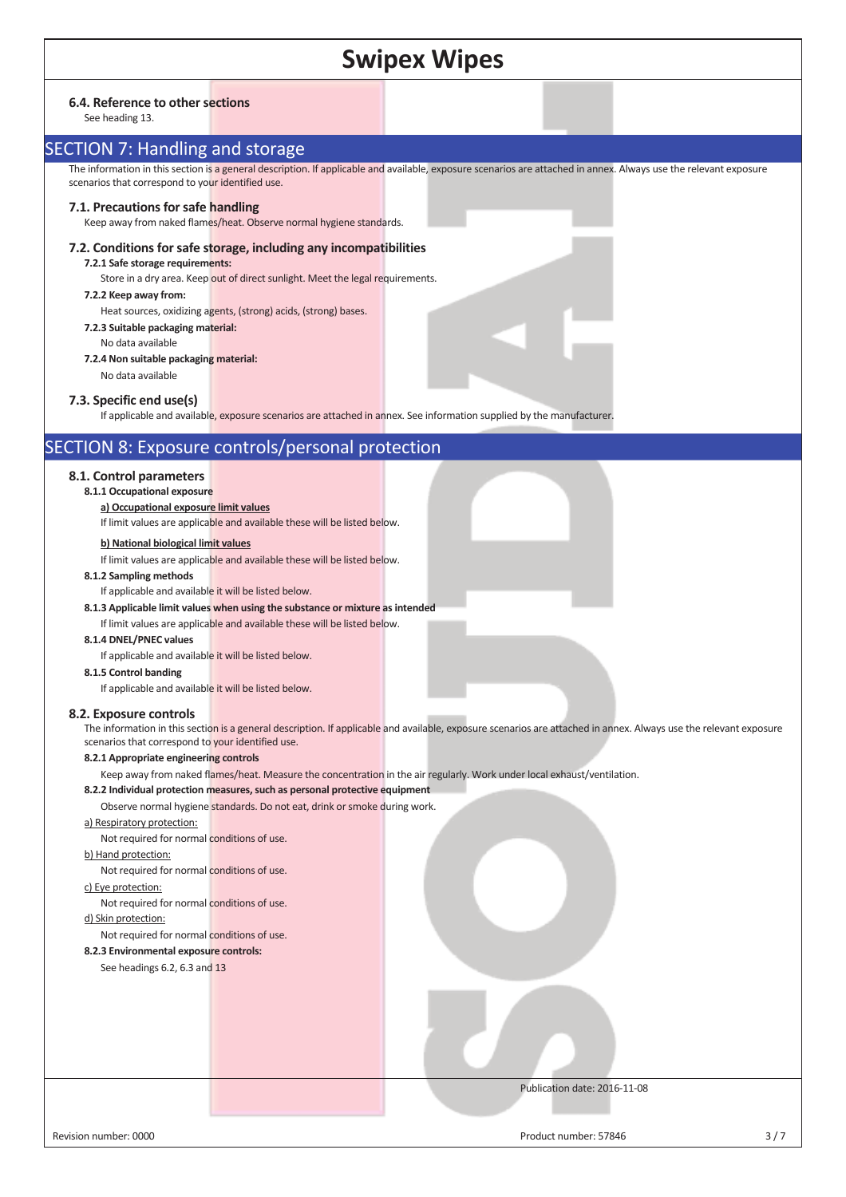### 6.4. Reference to other sections

See heading 13.

## SECTION 7: Handling and storage

The information in this section is a general description. If applicable and available, exposure scenarios are attached in annex. Always use the relevant exposure scenarios that correspond to your identified use.

### 7.1. Precautions for safe handling

Keep away from naked flames/heat. Observe normal hygiene standards.

### 7.2. Conditions for safe storage, including any incompatibilities

**7.2.1 Safe storage requirements:**

Store in a dry area. Keep out of direct sunlight. Meet the legal requirements.

**7.2.2 Keep away from:**

Heat sources, oxidizing agents, (strong) acids, (strong) bases.

**7.2.3 Suitable packaging material:**

No data available

**7.2.4 Non suitable packaging material:**

No data available

### 7.3. Specific end use(s)

If applicable and available, exposure scenarios are attached in annex. See information supplied by the manufacturer.

## SECTION 8: Exposure controls/personal protection

### 8.1. Control parameters

**8.1.1 Occupational exposure**

**a) Occupational exposure limit values**

If limit values are applicable and available these will be listed below.

**b) National biological limit values**

If limit values are applicable and available these will be listed below.

**8.1.2 Sampling methods**

If applicable and available it will be listed below.

**8.1.3 Applicable limit values when using the substance or mixture as intended**

If limit values are applicable and available these will be listed below.

**8.1.4 DNEL/PNEC values**

If applicable and available it will be listed below.

**8.1.5 Control banding**

If applicable and available it will be listed below.

### 8.2. Exposure controls

The information in this section is a general description. If applicable and available, exposure scenarios are attached in annex. Always use the relevant exposure scenarios that correspond to your identified use.

**8.2.1 Appropriate engineering controls**

Keep away from naked flames/heat. Measure the concentration in the air regularly. Work under local exhaust/ventilation.

**8.2.2 Individual protection measures, such as personal protective equipment**

Observe normal hygiene standards. Do not eat, drink or smoke during work.

a) Respiratory protection:

Not required for normal conditions of use.

b) Hand protection:

Not required for normal conditions of use.

c) Eye protection:

Not required for normal conditions of use.

d) Skin protection:

Not required for normal conditions of use.

**8.2.3 Environmental exposure controls:**

See headings 6.2, 6.3 and 13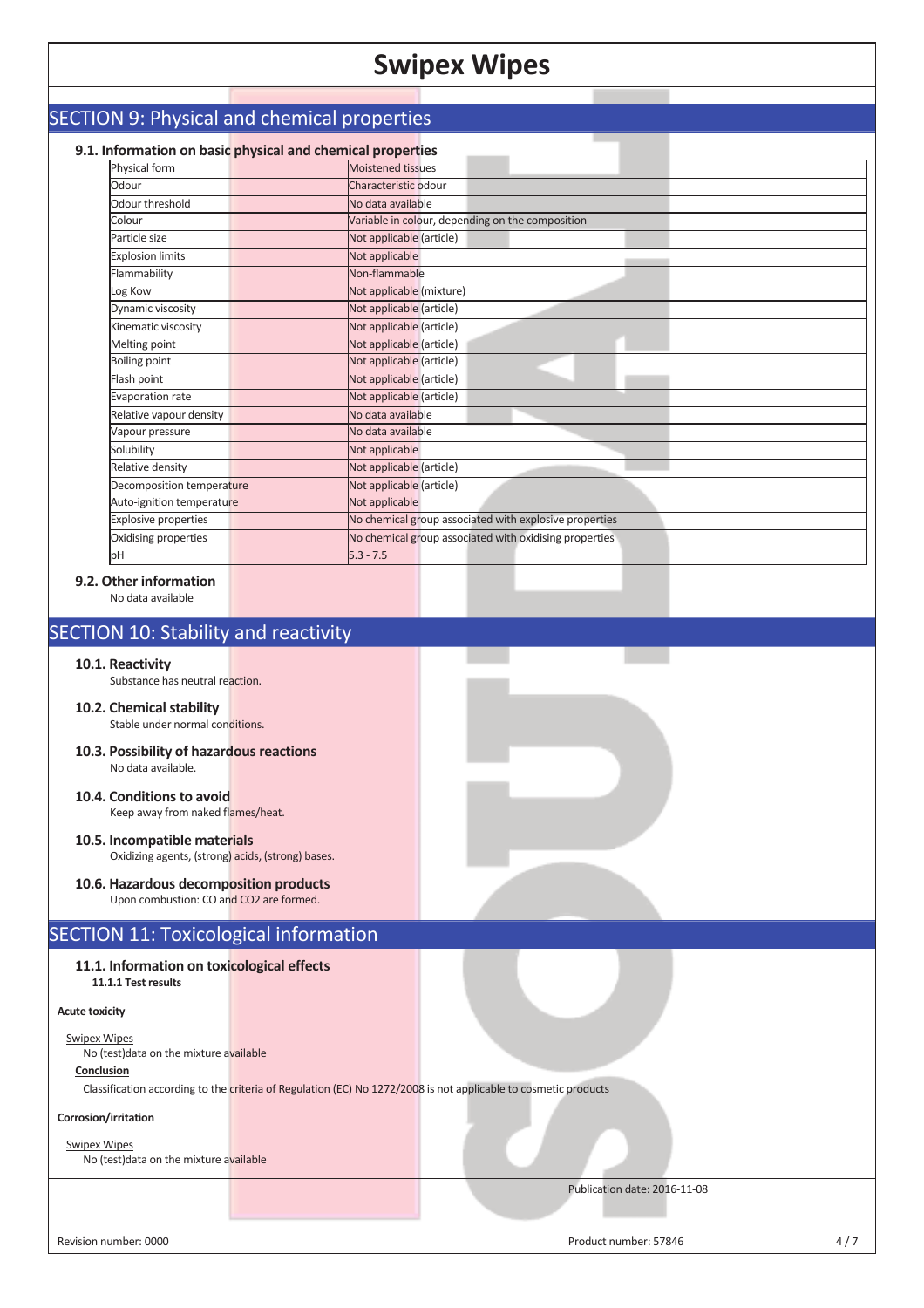## SECTION 9: Physical and chemical properties

### 9.1. Information on basic physical and chemical properties

| Property | Value |
|---|---|
| Physical form | Moistened tissues |
| Odour | Characteristic odour |
| Odour threshold | No data available |
| Colour | Variable in colour, depending on the composition |
| Particle size | Not applicable (article) |
| Explosion limits | Not applicable |
| Flammability | Non-flammable |
| Log Kow | Not applicable (mixture) |
| Dynamic viscosity | Not applicable (article) |
| Kinematic viscosity | Not applicable (article) |
| Melting point | Not applicable (article) |
| Boiling point | Not applicable (article) |
| Flash point | Not applicable (article) |
| Evaporation rate | Not applicable (article) |
| Relative vapour density | No data available |
| Vapour pressure | No data available |
| Solubility | Not applicable |
| Relative density | Not applicable (article) |
| Decomposition temperature | Not applicable (article) |
| Auto-ignition temperature | Not applicable |
| Explosive properties | No chemical group associated with explosive properties |
| Oxidising properties | No chemical group associated with oxidising properties |
| pH | 5.3 - 7.5 |

### 9.2. Other information

No data available

## SECTION 10: Stability and reactivity

### 10.1. Reactivity

Substance has neutral reaction.

### 10.2. Chemical stability

Stable under normal conditions.

### 10.3. Possibility of hazardous reactions

No data available.

### 10.4. Conditions to avoid

Keep away from naked flames/heat.

### 10.5. Incompatible materials

Oxidizing agents, (strong) acids, (strong) bases.

### 10.6. Hazardous decomposition products

Upon combustion: CO and $CO_2$ are formed.

## SECTION 11: Toxicological information

### 11.1. Information on toxicological effects

#### 11.1.1 Test results

**Acute toxicity**

Swipex Wipes

No (test)data on the mixture available

**Conclusion**

Classification according to the criteria of Regulation (EC) No 1272/2008 is not applicable to cosmetic products

**Corrosion/irritation**

Swipex Wipes

No (test)data on the mixture available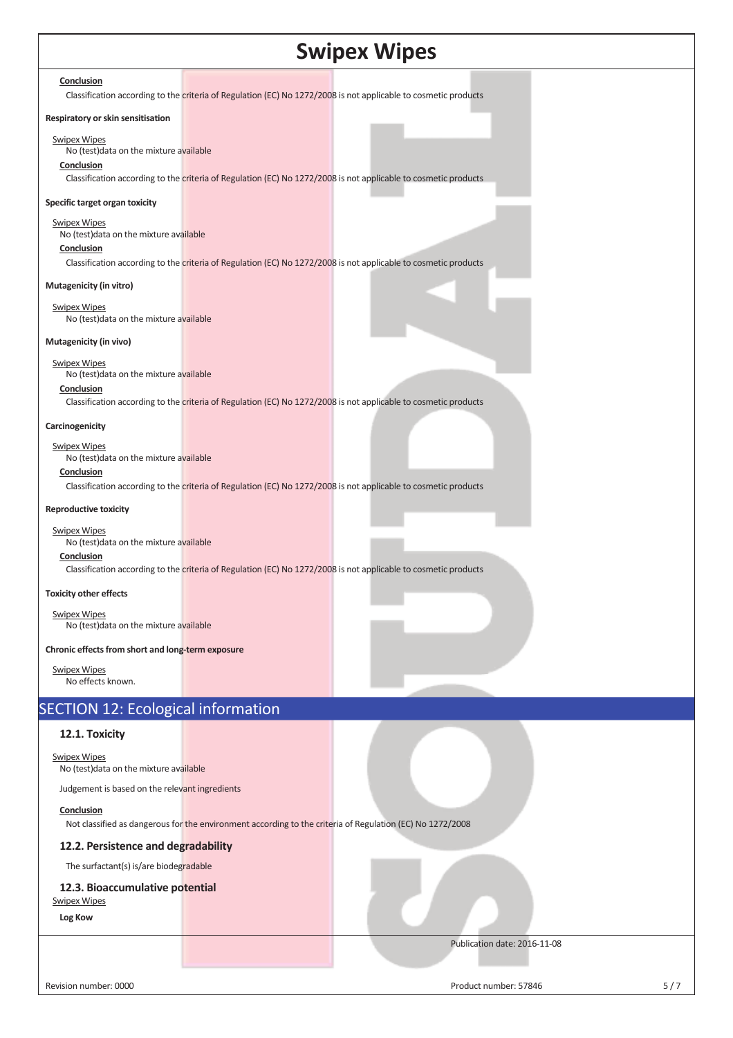**Conclusion**

Classification according to the criteria of Regulation (EC) No 1272/2008 is not applicable to cosmetic products

**Respiratory or skin sensitisation**

Swipex Wipes

No (test)data on the mixture available

**Conclusion**

Classification according to the criteria of Regulation (EC) No 1272/2008 is not applicable to cosmetic products

**Specific target organ toxicity**

Swipex Wipes

No (test)data on the mixture available

**Conclusion**

Classification according to the criteria of Regulation (EC) No 1272/2008 is not applicable to cosmetic products

**Mutagenicity (in vitro)**

Swipex Wipes

No (test)data on the mixture available

**Mutagenicity (in vivo)**

Swipex Wipes

No (test)data on the mixture available

**Conclusion**

Classification according to the criteria of Regulation (EC) No 1272/2008 is not applicable to cosmetic products

**Carcinogenicity**

Swipex Wipes

No (test)data on the mixture available

**Conclusion**

Classification according to the criteria of Regulation (EC) No 1272/2008 is not applicable to cosmetic products

**Reproductive toxicity**

Swipex Wipes

No (test)data on the mixture available

**Conclusion**

Classification according to the criteria of Regulation (EC) No 1272/2008 is not applicable to cosmetic products

**Toxicity other effects**

Swipex Wipes

No (test)data on the mixture available

**Chronic effects from short and long-term exposure**

Swipex Wipes

No effects known.

## SECTION 12: Ecological information

### 12.1. Toxicity

Swipex Wipes

No (test)data on the mixture available

Judgement is based on the relevant ingredients

**Conclusion**

Not classified as dangerous for the environment according to the criteria of Regulation (EC) No 1272/2008

### 12.2. Persistence and degradability

The surfactant(s) is/are biodegradable

### 12.3. Bioaccumulative potential

Swipex Wipes

**Log Kow**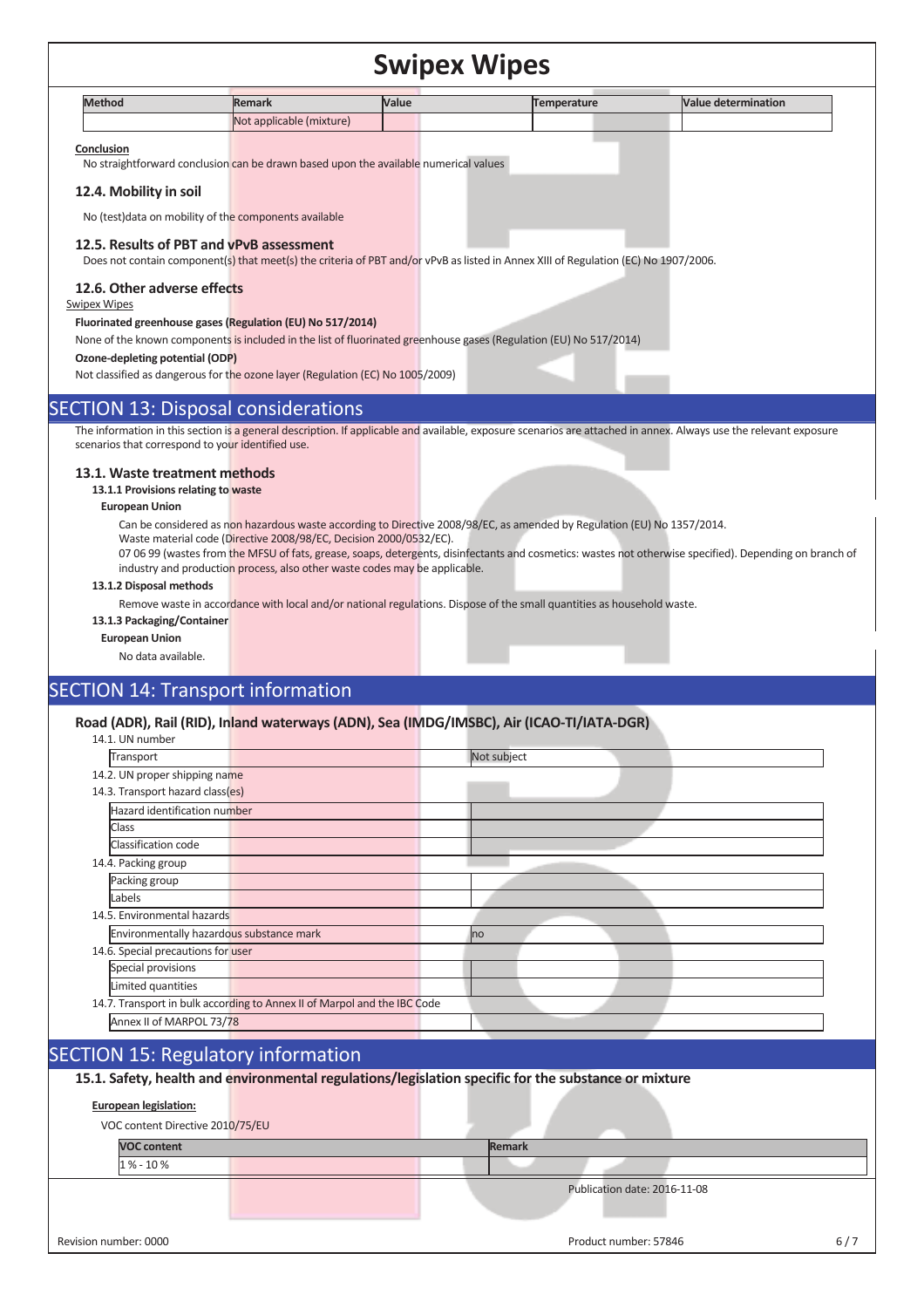| Method | Remark | Value | Temperature | Value determination |
|---|---|---|---|---|
| | Not applicable (mixture) | | | |

**Conclusion**

No straightforward conclusion can be drawn based upon the available numerical values

### 12.4. Mobility in soil

No (test)data on mobility of the components available

### 12.5. Results of PBT and vPvB assessment

Does not contain component(s) that meet(s) the criteria of PBT and/or vPvB as listed in Annex XIII of Regulation (EC) No 1907/2006.

### 12.6. Other adverse effects

Swipex Wipes

**Fluorinated greenhouse gases (Regulation (EU) No 517/2014)**

None of the known components is included in the list of fluorinated greenhouse gases (Regulation (EU) No 517/2014)

**Ozone-depleting potential (ODP)**

Not classified as dangerous for the ozone layer (Regulation (EC) No 1005/2009)

## SECTION 13: Disposal considerations

The information in this section is a general description. If applicable and available, exposure scenarios are attached in annex. Always use the relevant exposure scenarios that correspond to your identified use.

### 13.1. Waste treatment methods

**13.1.1 Provisions relating to waste**

**European Union**

Can be considered as non hazardous waste according to Directive 2008/98/EC, as amended by Regulation (EU) No 1357/2014.
Waste material code (Directive 2008/98/EC, Decision 2000/0532/EC).
07 06 99 (wastes from the MFSU of fats, grease, soaps, detergents, disinfectants and cosmetics: wastes not otherwise specified). Depending on branch of industry and production process, also other waste codes may be applicable.

**13.1.2 Disposal methods**

Remove waste in accordance with local and/or national regulations. Dispose of the small quantities as household waste.

**13.1.3 Packaging/Container**

**European Union**

No data available.

## SECTION 14: Transport information

### Road (ADR), Rail (RID), Inland waterways (ADN), Sea (IMDG/IMSBC), Air (ICAO-TI/IATA-DGR)

14.1. UN number

| Transport | Not subject |
|---|---|

14.2. UN proper shipping name

14.3. Transport hazard class(es)

| Hazard identification number | |
|---|---|
| Class | |
| Classification code | |

14.4. Packing group

| Packing group | |
|---|---|
| Labels | |

14.5. Environmental hazards

| Environmentally hazardous substance mark | no |
|---|---|

14.6. Special precautions for user

| Special provisions | |
|---|---|
| Limited quantities | |

14.7. Transport in bulk according to Annex II of Marpol and the IBC Code

| Annex II of MARPOL 73/78 | |
|---|---|

## SECTION 15: Regulatory information

### 15.1. Safety, health and environmental regulations/legislation specific for the substance or mixture

**European legislation:**

VOC content Directive 2010/75/EU

| VOC content | Remark |
|---|---|
| 1 % - 10 % | |

Publication date: 2016-11-08

Revision number: 0000

Product number: 57846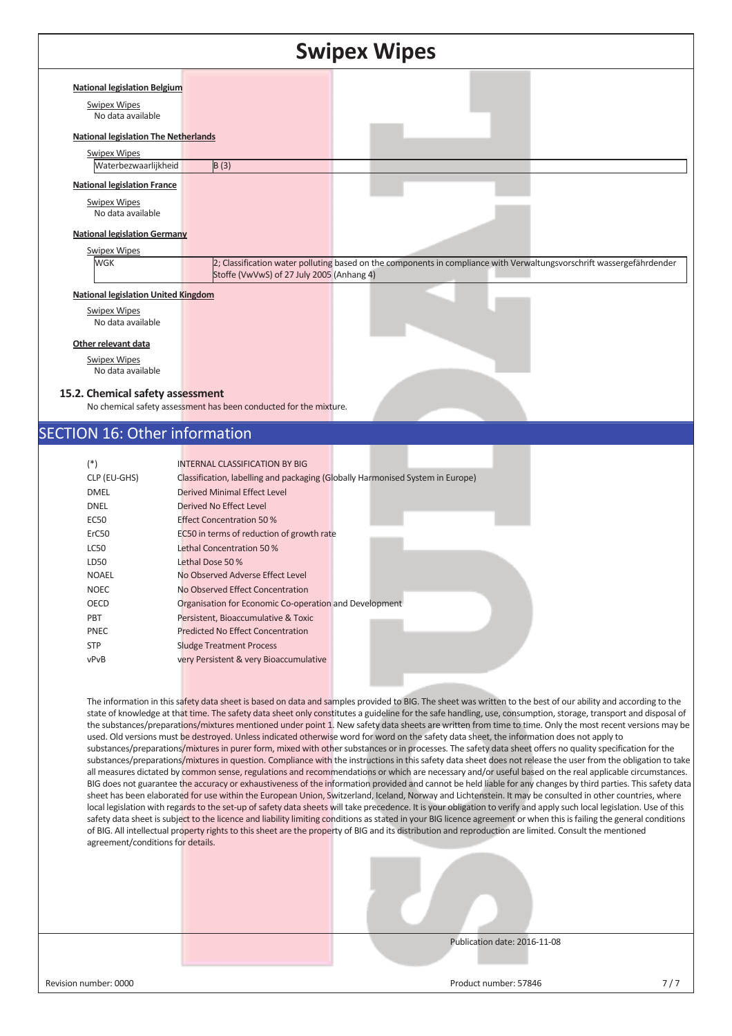**National legislation Belgium**

Swipex Wipes
No data available

**National legislation The Netherlands**

Swipex Wipes

| | |
|---|---|
| Waterbezwaarlijkheid | B (3) |

**National legislation France**

Swipex Wipes
No data available

**National legislation Germany**

Swipex Wipes

| | |
|---|---|
| WGK | 2; Classification water polluting based on the components in compliance with Verwaltungsvorschrift wassergefährdender Stoffe (VwVwS) of 27 July 2005 (Anhang 4) |

**National legislation United Kingdom**

Swipex Wipes
No data available

**Other relevant data**

Swipex Wipes
No data available

### 15.2. Chemical safety assessment

No chemical safety assessment has been conducted for the mixture.

## SECTION 16: Other information

| | |
|---|---|
| (*) | INTERNAL CLASSIFICATION BY BIG |
| CLP (EU-GHS) | Classification, labelling and packaging (Globally Harmonised System in Europe) |
| DMEL | Derived Minimal Effect Level |
| DNEL | Derived No Effect Level |
| EC50 | Effect Concentration 50 % |
| ErC50 | EC50 in terms of reduction of growth rate |
| LC50 | Lethal Concentration 50 % |
| LD50 | Lethal Dose 50 % |
| NOAEL | No Observed Adverse Effect Level |
| NOEC | No Observed Effect Concentration |
| OECD | Organisation for Economic Co-operation and Development |
| PBT | Persistent, Bioaccumulative & Toxic |
| PNEC | Predicted No Effect Concentration |
| STP | Sludge Treatment Process |
| vPvB | very Persistent & very Bioaccumulative |

The information in this safety data sheet is based on data and samples provided to BIG. The sheet was written to the best of our ability and according to the state of knowledge at that time. The safety data sheet only constitutes a guideline for the safe handling, use, consumption, storage, transport and disposal of the substances/preparations/mixtures mentioned under point 1. New safety data sheets are written from time to time. Only the most recent versions may be used. Old versions must be destroyed. Unless indicated otherwise word for word on the safety data sheet, the information does not apply to substances/preparations/mixtures in purer form, mixed with other substances or in processes. The safety data sheet offers no quality specification for the substances/preparations/mixtures in question. Compliance with the instructions in this safety data sheet does not release the user from the obligation to take all measures dictated by common sense, regulations and recommendations or which are necessary and/or useful based on the real applicable circumstances. BIG does not guarantee the accuracy or exhaustiveness of the information provided and cannot be held liable for any changes by third parties. This safety data sheet has been elaborated for use within the European Union, Switzerland, Iceland, Norway and Lichtenstein. It may be consulted in other countries, where local legislation with regards to the set-up of safety data sheets will take precedence. It is your obligation to verify and apply such local legislation. Use of this safety data sheet is subject to the licence and liability limiting conditions as stated in your BIG licence agreement or when this is failing the general conditions of BIG. All intellectual property rights to this sheet are the property of BIG and its distribution and reproduction are limited. Consult the mentioned agreement/conditions for details.

Publication date: 2016-11-08

Revision number: 0000

Product number: 57846